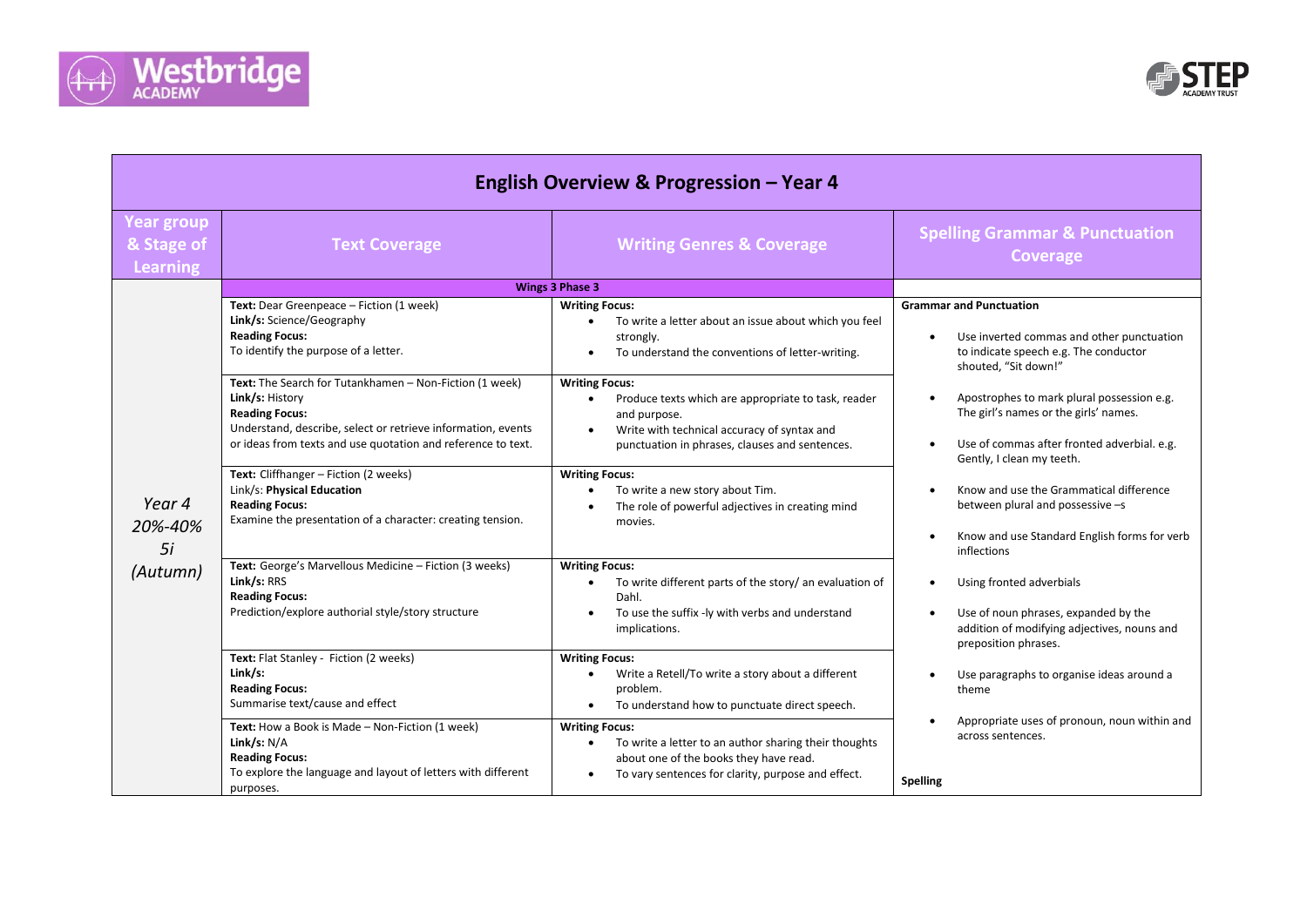# English Overview & Progression – Year 4

| Year group & Stage of Learning | Text Coverage | Writing Genres & Coverage | Spelling Grammar & Punctuation Coverage |
|---|---|---|---|
| | **Wings 3 Phase 3** | | |
| *Year 4 20%-40% 5i (Autumn)* | **Text:** Dear Greenpeace – Fiction (1 week)<br>**Link/s:** Science/Geography<br>**Reading Focus:**<br>To identify the purpose of a letter. | **Writing Focus:**<br>• To write a letter about an issue about which you feel strongly.<br>• To understand the conventions of letter-writing. | **Grammar and Punctuation**<br>• Use inverted commas and other punctuation to indicate speech e.g. The conductor shouted, "Sit down!"<br>• Apostrophes to mark plural possession e.g. The girl's names or the girls' names.<br>• Use of commas after fronted adverbial. e.g. Gently, I clean my teeth.<br>• Know and use the Grammatical difference between plural and possessive –s<br>• Know and use Standard English forms for verb inflections<br>• Using fronted adverbials<br>• Use of noun phrases, expanded by the addition of modifying adjectives, nouns and preposition phrases.<br>• Use paragraphs to organise ideas around a theme<br>• Appropriate uses of pronoun, noun within and across sentences.<br><br>**Spelling** |
| | **Text:** The Search for Tutankhamen – Non-Fiction (1 week)<br>**Link/s:** History<br>**Reading Focus:**<br>Understand, describe, select or retrieve information, events or ideas from texts and use quotation and reference to text. | **Writing Focus:**<br>• Produce texts which are appropriate to task, reader and purpose.<br>• Write with technical accuracy of syntax and punctuation in phrases, clauses and sentences. | |
| | **Text:** Cliffhanger – Fiction (2 weeks)<br>Link/s: **Physical Education**<br>**Reading Focus:**<br>Examine the presentation of a character: creating tension. | **Writing Focus:**<br>• To write a new story about Tim.<br>• The role of powerful adjectives in creating mind movies. | |
| | **Text:** George's Marvellous Medicine – Fiction (3 weeks)<br>**Link/s:** RRS<br>**Reading Focus:**<br>Prediction/explore authorial style/story structure | **Writing Focus:**<br>• To write different parts of the story/ an evaluation of Dahl.<br>• To use the suffix -ly with verbs and understand implications. | |
| | **Text:** Flat Stanley - Fiction (2 weeks)<br>**Link/s:**<br>**Reading Focus:**<br>Summarise text/cause and effect | **Writing Focus:**<br>• Write a Retell/To write a story about a different problem.<br>• To understand how to punctuate direct speech. | |
| | **Text:** How a Book is Made – Non-Fiction (1 week)<br>**Link/s:** N/A<br>**Reading Focus:**<br>To explore the language and layout of letters with different purposes. | **Writing Focus:**<br>• To write a letter to an author sharing their thoughts about one of the books they have read.<br>• To vary sentences for clarity, purpose and effect. | |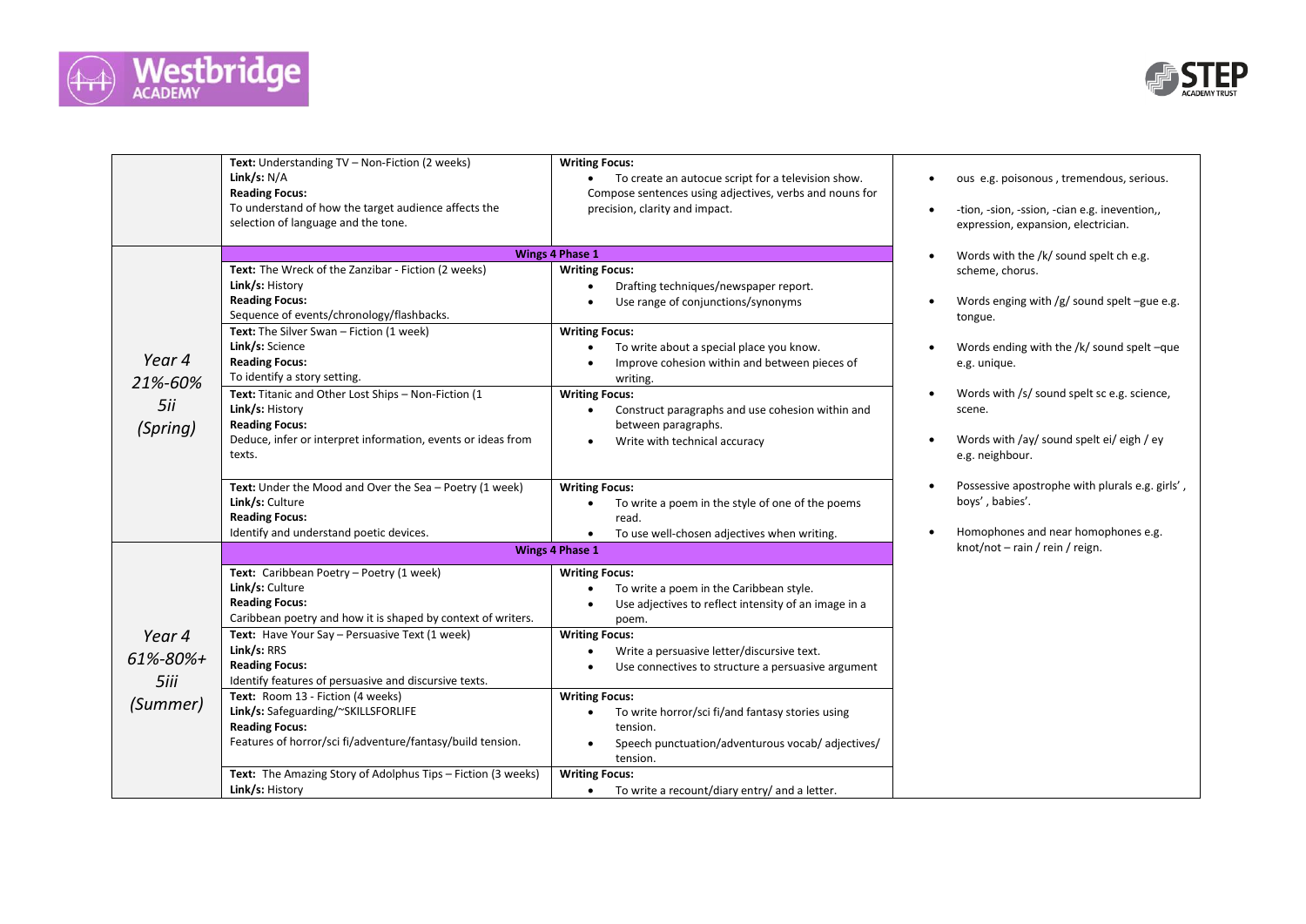| | Reading | Writing | Spelling |
|---|---|---|---|
| | **Text:** Understanding TV – Non-Fiction (2 weeks)<br>**Link/s:** N/A<br>**Reading Focus:**<br>To understand of how the target audience affects the selection of language and the tone. | **Writing Focus:**<br>• To create an autocue script for a television show. Compose sentences using adjectives, verbs and nouns for precision, clarity and impact. | • ous e.g. poisonous , tremendous, serious.<br>• -tion, -sion, -ssion, -cian e.g. inevention,, expression, expansion, electrician.<br>• Words with the /k/ sound spelt ch e.g. scheme, chorus.<br>• Words enging with /g/ sound spelt –gue e.g. tongue.<br>• Words ending with the /k/ sound spelt –que e.g. unique.<br>• Words with /s/ sound spelt sc e.g. science, scene.<br>• Words with /ay/ sound spelt ei/ eigh / ey e.g. neighbour.<br>• Possessive apostrophe with plurals e.g. girls' , boys' , babies'.<br>• Homophones and near homophones e.g. knot/not – rain / rein / reign. |
| *Year 4 21%-60% 5ii (Spring)* | **Wings 4 Phase 1** | | |
| | **Text:** The Wreck of the Zanzibar - Fiction (2 weeks)<br>**Link/s:** History<br>**Reading Focus:**<br>Sequence of events/chronology/flashbacks. | **Writing Focus:**<br>• Drafting techniques/newspaper report.<br>• Use range of conjunctions/synonyms | |
| | **Text:** The Silver Swan – Fiction (1 week)<br>**Link/s:** Science<br>**Reading Focus:**<br>To identify a story setting. | **Writing Focus:**<br>• To write about a special place you know.<br>• Improve cohesion within and between pieces of writing. | |
| | **Text:** Titanic and Other Lost Ships – Non-Fiction (1<br>**Link/s:** History<br>**Reading Focus:**<br>Deduce, infer or interpret information, events or ideas from texts. | **Writing Focus:**<br>• Construct paragraphs and use cohesion within and between paragraphs.<br>• Write with technical accuracy | |
| | **Text:** Under the Mood and Over the Sea – Poetry (1 week)<br>**Link/s:** Culture<br>**Reading Focus:**<br>Identify and understand poetic devices. | **Writing Focus:**<br>• To write a poem in the style of one of the poems read.<br>• To use well-chosen adjectives when writing. | |
| *Year 4 61%-80%+ 5iii (Summer)* | **Wings 4 Phase 1** | | |
| | **Text:** Caribbean Poetry – Poetry (1 week)<br>**Link/s:** Culture<br>**Reading Focus:**<br>Caribbean poetry and how it is shaped by context of writers. | **Writing Focus:**<br>• To write a poem in the Caribbean style.<br>• Use adjectives to reflect intensity of an image in a poem. | |
| | **Text:** Have Your Say – Persuasive Text (1 week)<br>**Link/s:** RRS<br>**Reading Focus:**<br>Identify features of persuasive and discursive texts. | **Writing Focus:**<br>• Write a persuasive letter/discursive text.<br>• Use connectives to structure a persuasive argument | |
| | **Text:** Room 13 - Fiction (4 weeks)<br>**Link/s:** Safeguarding/~SKILLSFORLIFE<br>**Reading Focus:**<br>Features of horror/sci fi/adventure/fantasy/build tension. | **Writing Focus:**<br>• To write horror/sci fi/and fantasy stories using tension.<br>• Speech punctuation/adventurous vocab/ adjectives/ tension. | |
| | **Text:** The Amazing Story of Adolphus Tips – Fiction (3 weeks)<br>**Link/s:** History | **Writing Focus:**<br>• To write a recount/diary entry/ and a letter. | |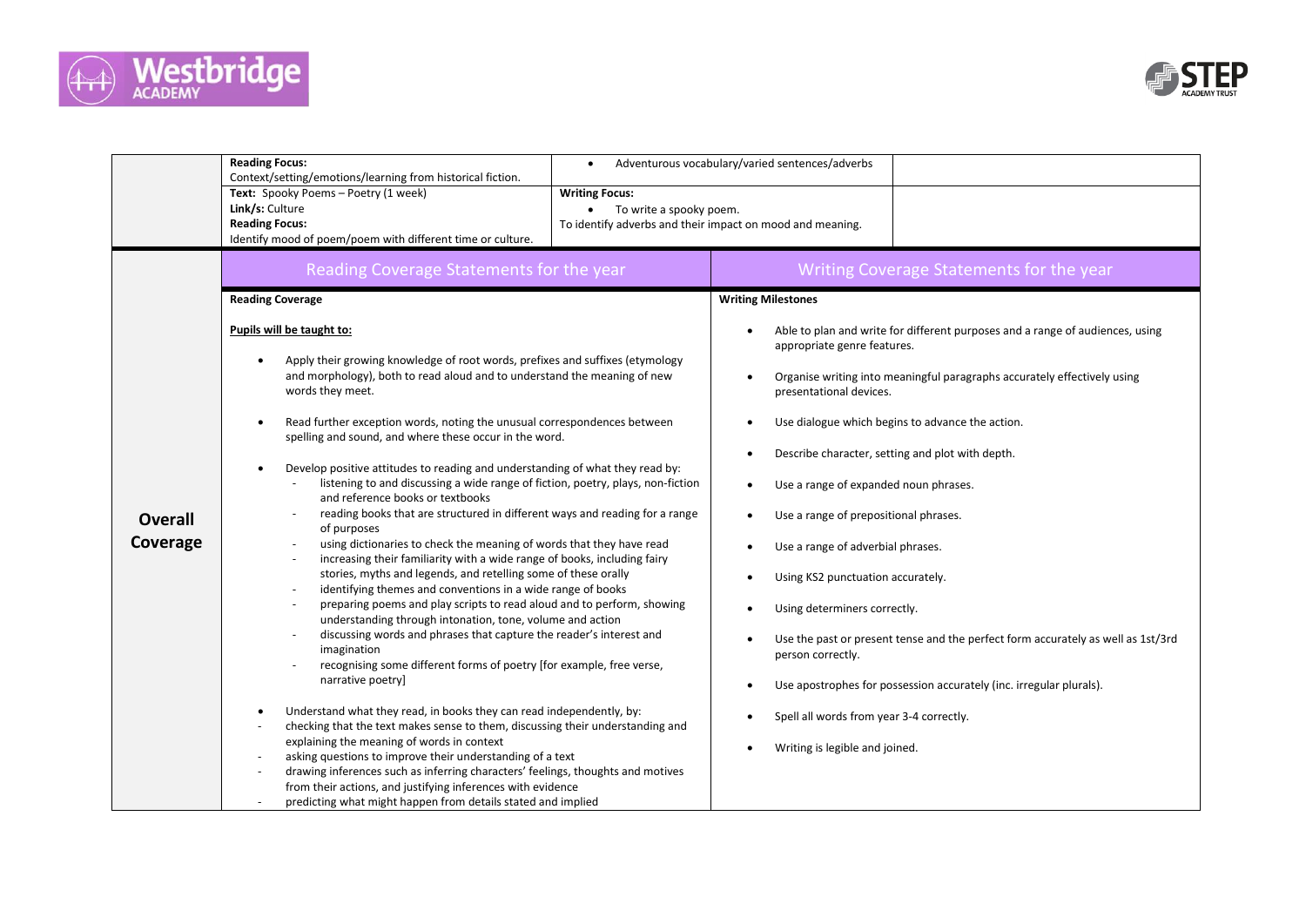| | | | |
|---|---|---|---|
| | **Reading Focus:**<br>Context/setting/emotions/learning from historical fiction. | • Adventurous vocabulary/varied sentences/adverbs | |
| | **Text:** Spooky Poems – Poetry (1 week)<br>**Link/s:** Culture<br>**Reading Focus:**<br>Identify mood of poem/poem with different time or culture. | **Writing Focus:**<br>• To write a spooky poem.<br>To identify adverbs and their impact on mood and meaning. | |

| | Reading Coverage Statements for the year | Writing Coverage Statements for the year |
|---|---|---|
| **Overall Coverage** | **Reading Coverage**<br><br>**Pupils will be taught to:**<br><br>• Apply their growing knowledge of root words, prefixes and suffixes (etymology and morphology), both to read aloud and to understand the meaning of new words they meet.<br><br>• Read further exception words, noting the unusual correspondences between spelling and sound, and where these occur in the word.<br><br>• Develop positive attitudes to reading and understanding of what they read by:<br>- listening to and discussing a wide range of fiction, poetry, plays, non-fiction and reference books or textbooks<br>- reading books that are structured in different ways and reading for a range of purposes<br>- using dictionaries to check the meaning of words that they have read<br>- increasing their familiarity with a wide range of books, including fairy stories, myths and legends, and retelling some of these orally<br>- identifying themes and conventions in a wide range of books<br>- preparing poems and play scripts to read aloud and to perform, showing understanding through intonation, tone, volume and action<br>- discussing words and phrases that capture the reader's interest and imagination<br>- recognising some different forms of poetry [for example, free verse, narrative poetry]<br><br>• Understand what they read, in books they can read independently, by:<br>- checking that the text makes sense to them, discussing their understanding and explaining the meaning of words in context<br>- asking questions to improve their understanding of a text<br>- drawing inferences such as inferring characters' feelings, thoughts and motives from their actions, and justifying inferences with evidence<br>- predicting what might happen from details stated and implied | **Writing Milestones**<br><br>• Able to plan and write for different purposes and a range of audiences, using appropriate genre features.<br><br>• Organise writing into meaningful paragraphs accurately effectively using presentational devices.<br><br>• Use dialogue which begins to advance the action.<br><br>• Describe character, setting and plot with depth.<br><br>• Use a range of expanded noun phrases.<br><br>• Use a range of prepositional phrases.<br><br>• Use a range of adverbial phrases.<br><br>• Using KS2 punctuation accurately.<br><br>• Using determiners correctly.<br><br>• Use the past or present tense and the perfect form accurately as well as 1st/3rd person correctly.<br><br>• Use apostrophes for possession accurately (inc. irregular plurals).<br><br>• Spell all words from year 3-4 correctly.<br><br>• Writing is legible and joined. |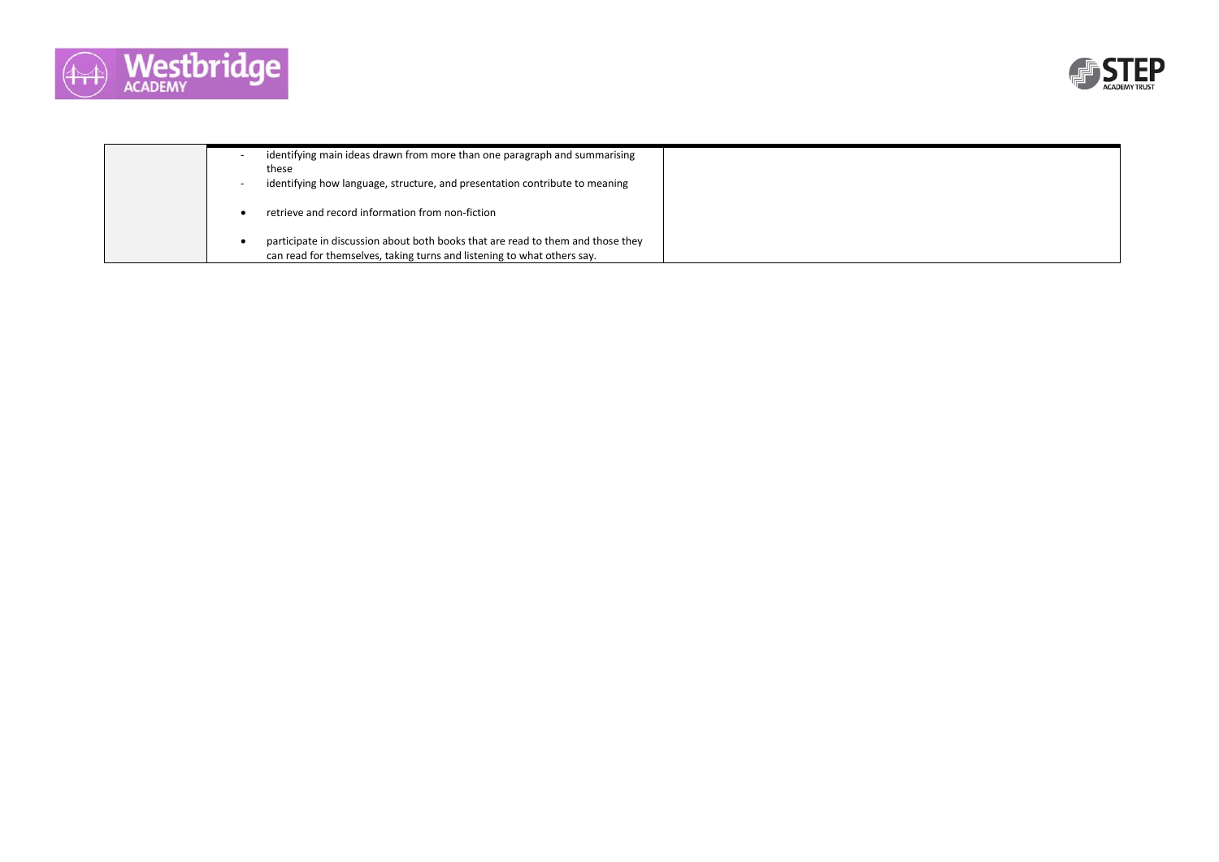| | | |
|---|---|---|
| | - identifying main ideas drawn from more than one paragraph and summarising these<br>- identifying how language, structure, and presentation contribute to meaning<br><br>• retrieve and record information from non-fiction<br><br>• participate in discussion about both books that are read to them and those they can read for themselves, taking turns and listening to what others say. | |